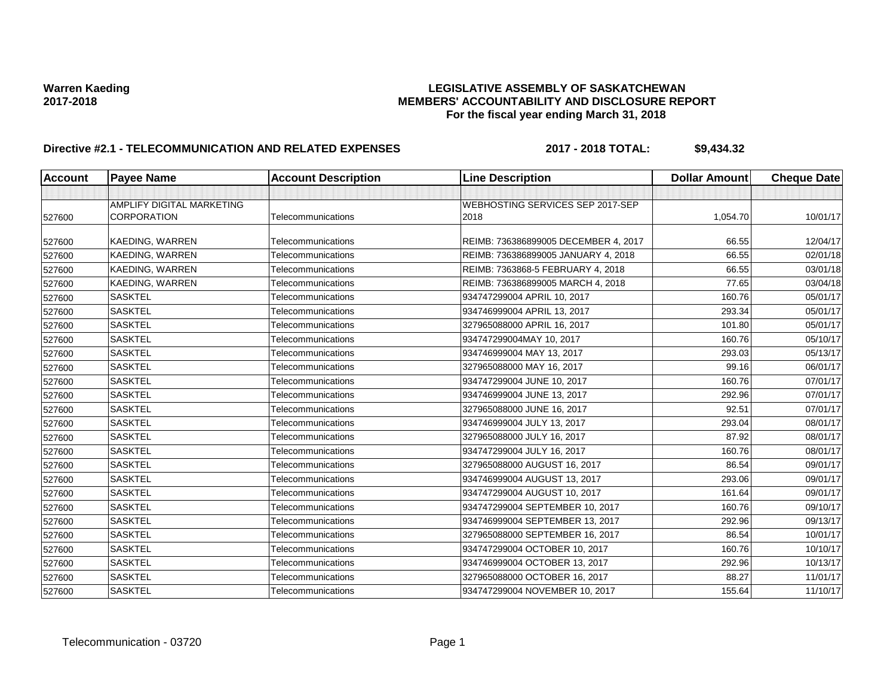**Warren Kaeding**
**2017-2018**

**LEGISLATIVE ASSEMBLY OF SASKATCHEWAN**
**MEMBERS' ACCOUNTABILITY AND DISCLOSURE REPORT**
**For the fiscal year ending March 31, 2018**

**Directive #2.1 - TELECOMMUNICATION AND RELATED EXPENSES** **2017 - 2018 TOTAL: $9,434.32**

| Account | Payee Name | Account Description | Line Description | Dollar Amount | Cheque Date |
|---|---|---|---|---|---|
| | | | | | |
| 527600 | AMPLIFY DIGITAL MARKETING CORPORATION | Telecommunications | WEBHOSTING SERVICES SEP 2017-SEP 2018 | 1,054.70 | 10/01/17 |
| 527600 | KAEDING, WARREN | Telecommunications | REIMB: 736386899005 DECEMBER 4, 2017 | 66.55 | 12/04/17 |
| 527600 | KAEDING, WARREN | Telecommunications | REIMB: 736386899005 JANUARY 4, 2018 | 66.55 | 02/01/18 |
| 527600 | KAEDING, WARREN | Telecommunications | REIMB: 7363868-5 FEBRUARY 4, 2018 | 66.55 | 03/01/18 |
| 527600 | KAEDING, WARREN | Telecommunications | REIMB: 736386899005 MARCH 4, 2018 | 77.65 | 03/04/18 |
| 527600 | SASKTEL | Telecommunications | 934747299004 APRIL 10, 2017 | 160.76 | 05/01/17 |
| 527600 | SASKTEL | Telecommunications | 934746999004 APRIL 13, 2017 | 293.34 | 05/01/17 |
| 527600 | SASKTEL | Telecommunications | 327965088000 APRIL 16, 2017 | 101.80 | 05/01/17 |
| 527600 | SASKTEL | Telecommunications | 934747299004MAY 10, 2017 | 160.76 | 05/10/17 |
| 527600 | SASKTEL | Telecommunications | 934746999004 MAY 13, 2017 | 293.03 | 05/13/17 |
| 527600 | SASKTEL | Telecommunications | 327965088000 MAY 16, 2017 | 99.16 | 06/01/17 |
| 527600 | SASKTEL | Telecommunications | 934747299004 JUNE 10, 2017 | 160.76 | 07/01/17 |
| 527600 | SASKTEL | Telecommunications | 934746999004 JUNE 13, 2017 | 292.96 | 07/01/17 |
| 527600 | SASKTEL | Telecommunications | 327965088000 JUNE 16, 2017 | 92.51 | 07/01/17 |
| 527600 | SASKTEL | Telecommunications | 934746999004 JULY 13, 2017 | 293.04 | 08/01/17 |
| 527600 | SASKTEL | Telecommunications | 327965088000 JULY 16, 2017 | 87.92 | 08/01/17 |
| 527600 | SASKTEL | Telecommunications | 934747299004 JULY 16, 2017 | 160.76 | 08/01/17 |
| 527600 | SASKTEL | Telecommunications | 327965088000 AUGUST 16, 2017 | 86.54 | 09/01/17 |
| 527600 | SASKTEL | Telecommunications | 934746999004 AUGUST 13, 2017 | 293.06 | 09/01/17 |
| 527600 | SASKTEL | Telecommunications | 934747299004 AUGUST 10, 2017 | 161.64 | 09/01/17 |
| 527600 | SASKTEL | Telecommunications | 934747299004 SEPTEMBER 10, 2017 | 160.76 | 09/10/17 |
| 527600 | SASKTEL | Telecommunications | 934746999004 SEPTEMBER 13, 2017 | 292.96 | 09/13/17 |
| 527600 | SASKTEL | Telecommunications | 327965088000 SEPTEMBER 16, 2017 | 86.54 | 10/01/17 |
| 527600 | SASKTEL | Telecommunications | 934747299004 OCTOBER 10, 2017 | 160.76 | 10/10/17 |
| 527600 | SASKTEL | Telecommunications | 934746999004 OCTOBER 13, 2017 | 292.96 | 10/13/17 |
| 527600 | SASKTEL | Telecommunications | 327965088000 OCTOBER 16, 2017 | 88.27 | 11/01/17 |
| 527600 | SASKTEL | Telecommunications | 934747299004 NOVEMBER 10, 2017 | 155.64 | 11/10/17 |

Telecommunication - 03720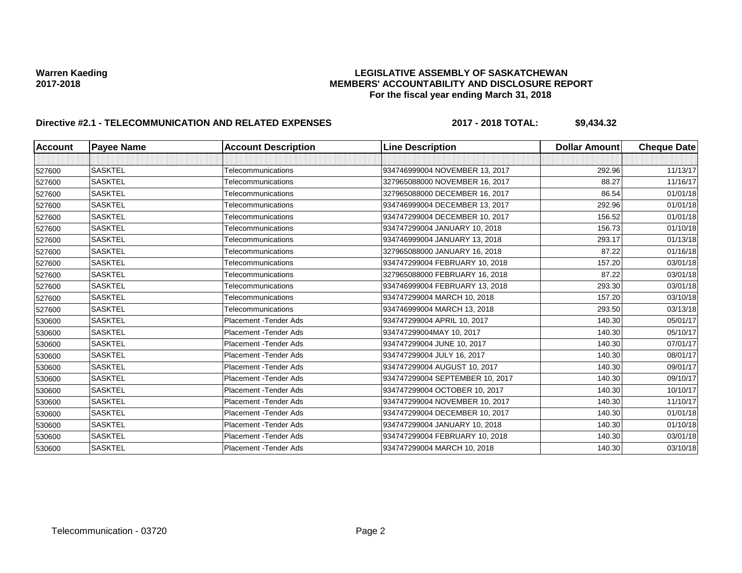**Warren Kaeding**
**2017-2018**

**LEGISLATIVE ASSEMBLY OF SASKATCHEWAN**
**MEMBERS' ACCOUNTABILITY AND DISCLOSURE REPORT**
**For the fiscal year ending March 31, 2018**

**Directive #2.1 - TELECOMMUNICATION AND RELATED EXPENSES** **2017 - 2018 TOTAL: $9,434.32**

| Account | Payee Name | Account Description | Line Description | Dollar Amount | Cheque Date |
|---|---|---|---|---|---|
| | | | | | |
| 527600 | SASKTEL | Telecommunications | 934746999004 NOVEMBER 13, 2017 | 292.96 | 11/13/17 |
| 527600 | SASKTEL | Telecommunications | 327965088000 NOVEMBER 16, 2017 | 88.27 | 11/16/17 |
| 527600 | SASKTEL | Telecommunications | 327965088000 DECEMBER 16, 2017 | 86.54 | 01/01/18 |
| 527600 | SASKTEL | Telecommunications | 934746999004 DECEMBER 13, 2017 | 292.96 | 01/01/18 |
| 527600 | SASKTEL | Telecommunications | 934747299004 DECEMBER 10, 2017 | 156.52 | 01/01/18 |
| 527600 | SASKTEL | Telecommunications | 934747299004 JANUARY 10, 2018 | 156.73 | 01/10/18 |
| 527600 | SASKTEL | Telecommunications | 934746999004 JANUARY 13, 2018 | 293.17 | 01/13/18 |
| 527600 | SASKTEL | Telecommunications | 327965088000 JANUARY 16, 2018 | 87.22 | 01/16/18 |
| 527600 | SASKTEL | Telecommunications | 934747299004 FEBRUARY 10, 2018 | 157.20 | 03/01/18 |
| 527600 | SASKTEL | Telecommunications | 327965088000 FEBRUARY 16, 2018 | 87.22 | 03/01/18 |
| 527600 | SASKTEL | Telecommunications | 934746999004 FEBRUARY 13, 2018 | 293.30 | 03/01/18 |
| 527600 | SASKTEL | Telecommunications | 934747299004 MARCH 10, 2018 | 157.20 | 03/10/18 |
| 527600 | SASKTEL | Telecommunications | 934746999004 MARCH 13, 2018 | 293.50 | 03/13/18 |
| 530600 | SASKTEL | Placement -Tender Ads | 934747299004 APRIL 10, 2017 | 140.30 | 05/01/17 |
| 530600 | SASKTEL | Placement -Tender Ads | 934747299004MAY 10, 2017 | 140.30 | 05/10/17 |
| 530600 | SASKTEL | Placement -Tender Ads | 934747299004 JUNE 10, 2017 | 140.30 | 07/01/17 |
| 530600 | SASKTEL | Placement -Tender Ads | 934747299004 JULY 16, 2017 | 140.30 | 08/01/17 |
| 530600 | SASKTEL | Placement -Tender Ads | 934747299004 AUGUST 10, 2017 | 140.30 | 09/01/17 |
| 530600 | SASKTEL | Placement -Tender Ads | 934747299004 SEPTEMBER 10, 2017 | 140.30 | 09/10/17 |
| 530600 | SASKTEL | Placement -Tender Ads | 934747299004 OCTOBER 10, 2017 | 140.30 | 10/10/17 |
| 530600 | SASKTEL | Placement -Tender Ads | 934747299004 NOVEMBER 10, 2017 | 140.30 | 11/10/17 |
| 530600 | SASKTEL | Placement -Tender Ads | 934747299004 DECEMBER 10, 2017 | 140.30 | 01/01/18 |
| 530600 | SASKTEL | Placement -Tender Ads | 934747299004 JANUARY 10, 2018 | 140.30 | 01/10/18 |
| 530600 | SASKTEL | Placement -Tender Ads | 934747299004 FEBRUARY 10, 2018 | 140.30 | 03/01/18 |
| 530600 | SASKTEL | Placement -Tender Ads | 934747299004 MARCH 10, 2018 | 140.30 | 03/10/18 |

Telecommunication - 03720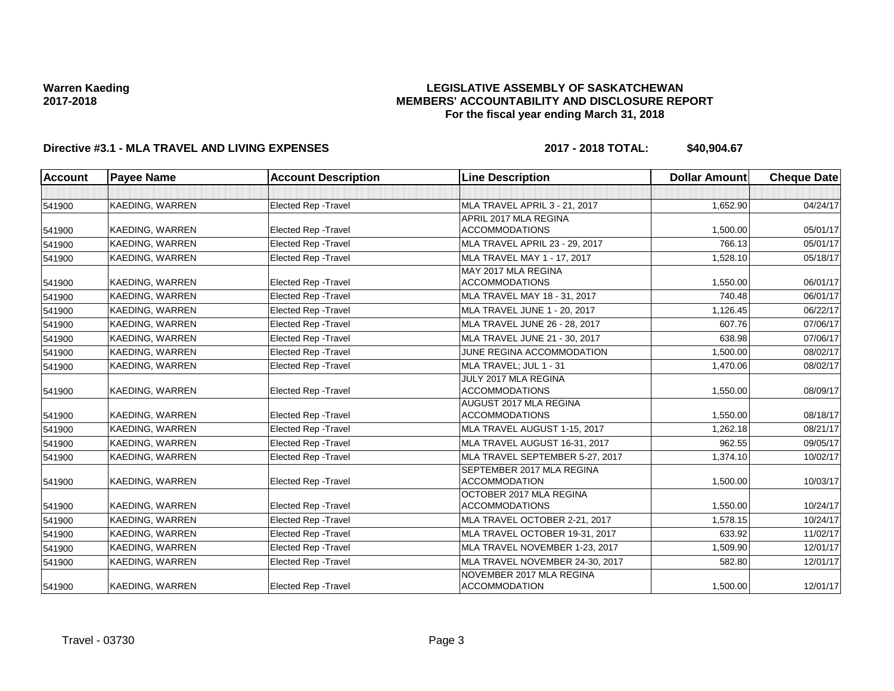**Warren Kaeding**
**2017-2018**

**LEGISLATIVE ASSEMBLY OF SASKATCHEWAN**
**MEMBERS' ACCOUNTABILITY AND DISCLOSURE REPORT**
**For the fiscal year ending March 31, 2018**

**Directive #3.1 - MLA TRAVEL AND LIVING EXPENSES** **2017 - 2018 TOTAL: $40,904.67**

| Account | Payee Name | Account Description | Line Description | Dollar Amount | Cheque Date |
|---|---|---|---|---|---|
| | | | | | |
| 541900 | KAEDING, WARREN | Elected Rep -Travel | MLA TRAVEL APRIL 3 - 21, 2017 | 1,652.90 | 04/24/17 |
| 541900 | KAEDING, WARREN | Elected Rep -Travel | APRIL 2017 MLA REGINA ACCOMMODATIONS | 1,500.00 | 05/01/17 |
| 541900 | KAEDING, WARREN | Elected Rep -Travel | MLA TRAVEL APRIL 23 - 29, 2017 | 766.13 | 05/01/17 |
| 541900 | KAEDING, WARREN | Elected Rep -Travel | MLA TRAVEL MAY 1 - 17, 2017 | 1,528.10 | 05/18/17 |
| 541900 | KAEDING, WARREN | Elected Rep -Travel | MAY 2017 MLA REGINA ACCOMMODATIONS | 1,550.00 | 06/01/17 |
| 541900 | KAEDING, WARREN | Elected Rep -Travel | MLA TRAVEL MAY 18 - 31, 2017 | 740.48 | 06/01/17 |
| 541900 | KAEDING, WARREN | Elected Rep -Travel | MLA TRAVEL JUNE 1 - 20, 2017 | 1,126.45 | 06/22/17 |
| 541900 | KAEDING, WARREN | Elected Rep -Travel | MLA TRAVEL JUNE 26 - 28, 2017 | 607.76 | 07/06/17 |
| 541900 | KAEDING, WARREN | Elected Rep -Travel | MLA TRAVEL JUNE 21 - 30, 2017 | 638.98 | 07/06/17 |
| 541900 | KAEDING, WARREN | Elected Rep -Travel | JUNE REGINA ACCOMMODATION | 1,500.00 | 08/02/17 |
| 541900 | KAEDING, WARREN | Elected Rep -Travel | MLA TRAVEL; JUL 1 - 31 | 1,470.06 | 08/02/17 |
| 541900 | KAEDING, WARREN | Elected Rep -Travel | JULY 2017 MLA REGINA ACCOMMODATIONS | 1,550.00 | 08/09/17 |
| 541900 | KAEDING, WARREN | Elected Rep -Travel | AUGUST 2017 MLA REGINA ACCOMMODATIONS | 1,550.00 | 08/18/17 |
| 541900 | KAEDING, WARREN | Elected Rep -Travel | MLA TRAVEL AUGUST 1-15, 2017 | 1,262.18 | 08/21/17 |
| 541900 | KAEDING, WARREN | Elected Rep -Travel | MLA TRAVEL AUGUST 16-31, 2017 | 962.55 | 09/05/17 |
| 541900 | KAEDING, WARREN | Elected Rep -Travel | MLA TRAVEL SEPTEMBER 5-27, 2017 | 1,374.10 | 10/02/17 |
| 541900 | KAEDING, WARREN | Elected Rep -Travel | SEPTEMBER 2017 MLA REGINA ACCOMMODATION | 1,500.00 | 10/03/17 |
| 541900 | KAEDING, WARREN | Elected Rep -Travel | OCTOBER 2017 MLA REGINA ACCOMMODATIONS | 1,550.00 | 10/24/17 |
| 541900 | KAEDING, WARREN | Elected Rep -Travel | MLA TRAVEL OCTOBER 2-21, 2017 | 1,578.15 | 10/24/17 |
| 541900 | KAEDING, WARREN | Elected Rep -Travel | MLA TRAVEL OCTOBER 19-31, 2017 | 633.92 | 11/02/17 |
| 541900 | KAEDING, WARREN | Elected Rep -Travel | MLA TRAVEL NOVEMBER 1-23, 2017 | 1,509.90 | 12/01/17 |
| 541900 | KAEDING, WARREN | Elected Rep -Travel | MLA TRAVEL NOVEMBER 24-30, 2017 | 582.80 | 12/01/17 |
| 541900 | KAEDING, WARREN | Elected Rep -Travel | NOVEMBER 2017 MLA REGINA ACCOMMODATION | 1,500.00 | 12/01/17 |

Travel - 03730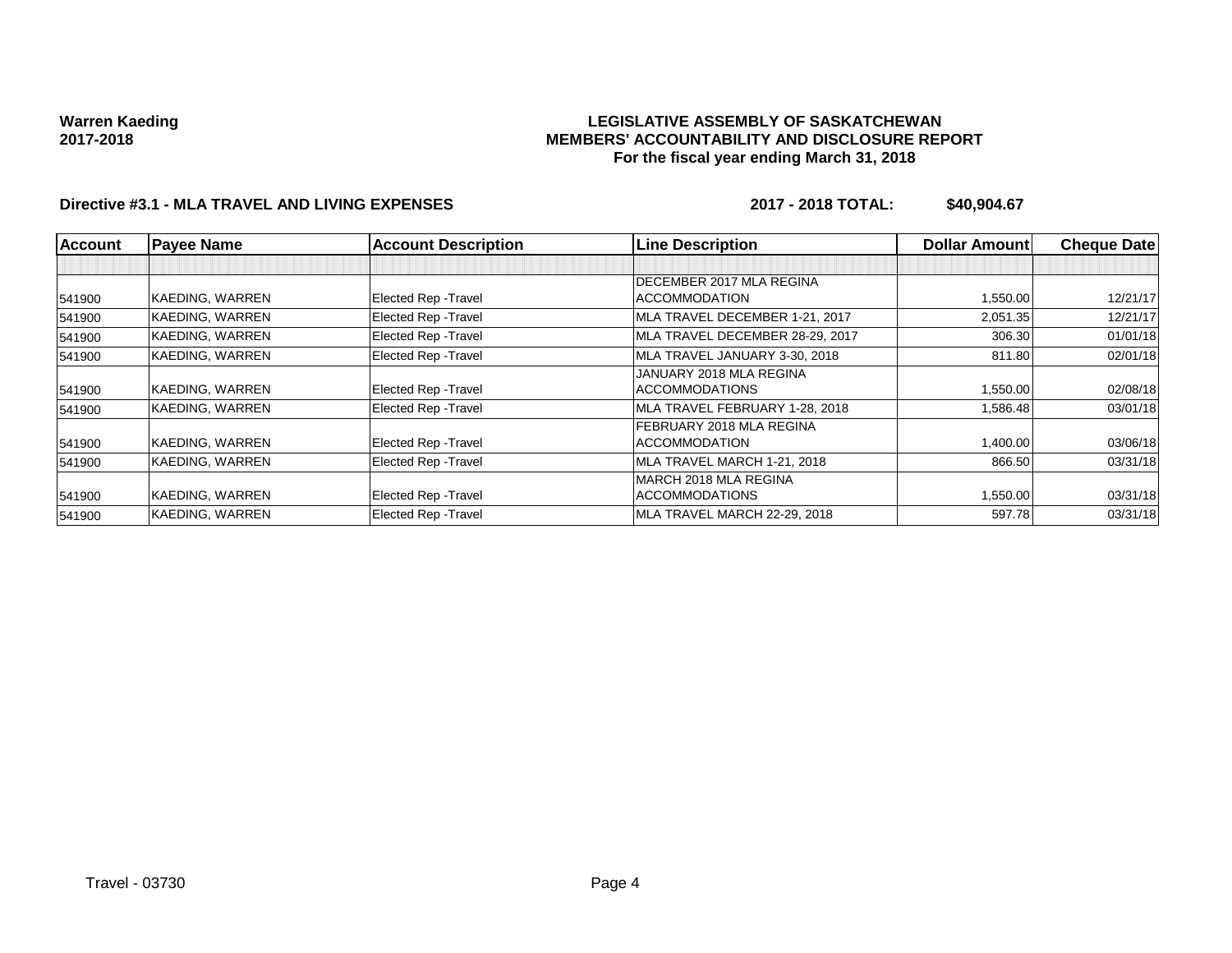**Warren Kaeding**
**2017-2018**

**LEGISLATIVE ASSEMBLY OF SASKATCHEWAN**
**MEMBERS' ACCOUNTABILITY AND DISCLOSURE REPORT**
**For the fiscal year ending March 31, 2018**

**Directive #3.1 - MLA TRAVEL AND LIVING EXPENSES** **2017 - 2018 TOTAL: $40,904.67**

| Account | Payee Name | Account Description | Line Description | Dollar Amount | Cheque Date |
|---|---|---|---|---|---|
| | | | | | |
| 541900 | KAEDING, WARREN | Elected Rep -Travel | DECEMBER 2017 MLA REGINA ACCOMMODATION | 1,550.00 | 12/21/17 |
| 541900 | KAEDING, WARREN | Elected Rep -Travel | MLA TRAVEL DECEMBER 1-21, 2017 | 2,051.35 | 12/21/17 |
| 541900 | KAEDING, WARREN | Elected Rep -Travel | MLA TRAVEL DECEMBER 28-29, 2017 | 306.30 | 01/01/18 |
| 541900 | KAEDING, WARREN | Elected Rep -Travel | MLA TRAVEL JANUARY 3-30, 2018 | 811.80 | 02/01/18 |
| 541900 | KAEDING, WARREN | Elected Rep -Travel | JANUARY 2018 MLA REGINA ACCOMMODATIONS | 1,550.00 | 02/08/18 |
| 541900 | KAEDING, WARREN | Elected Rep -Travel | MLA TRAVEL FEBRUARY 1-28, 2018 | 1,586.48 | 03/01/18 |
| 541900 | KAEDING, WARREN | Elected Rep -Travel | FEBRUARY 2018 MLA REGINA ACCOMMODATION | 1,400.00 | 03/06/18 |
| 541900 | KAEDING, WARREN | Elected Rep -Travel | MLA TRAVEL MARCH 1-21, 2018 | 866.50 | 03/31/18 |
| 541900 | KAEDING, WARREN | Elected Rep -Travel | MARCH 2018 MLA REGINA ACCOMMODATIONS | 1,550.00 | 03/31/18 |
| 541900 | KAEDING, WARREN | Elected Rep -Travel | MLA TRAVEL MARCH 22-29, 2018 | 597.78 | 03/31/18 |

Travel - 03730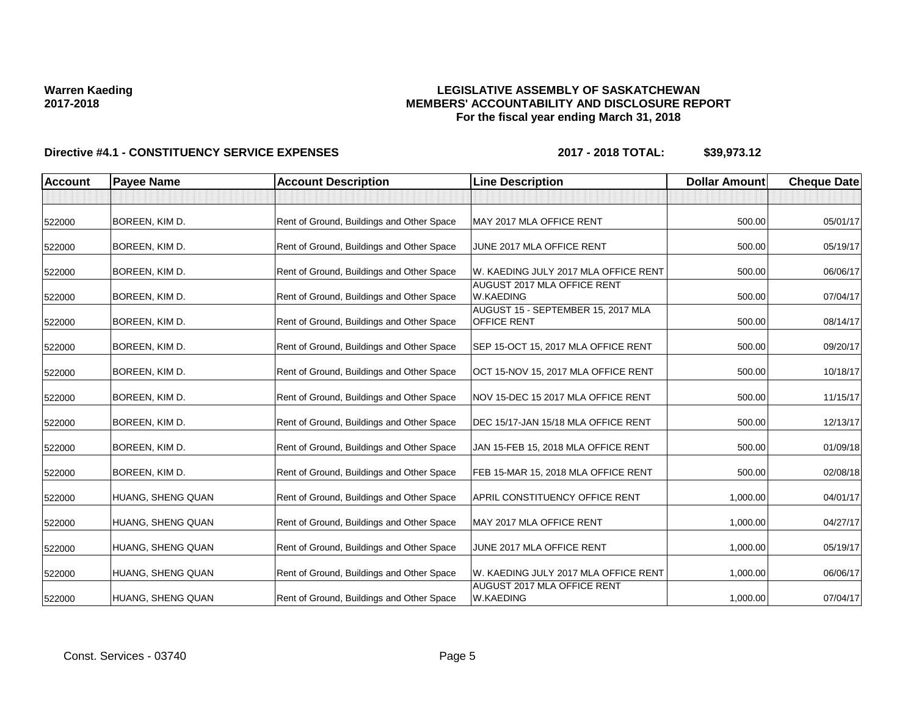**Warren Kaeding**
**2017-2018**

# LEGISLATIVE ASSEMBLY OF SASKATCHEWAN
## MEMBERS' ACCOUNTABILITY AND DISCLOSURE REPORT
### For the fiscal year ending March 31, 2018

**Directive #4.1 - CONSTITUENCY SERVICE EXPENSES** **2017 - 2018 TOTAL: $39,973.12**

| Account | Payee Name | Account Description | Line Description | Dollar Amount | Cheque Date |
|---|---|---|---|---|---|
| | | | | | |
| 522000 | BOREEN, KIM D. | Rent of Ground, Buildings and Other Space | MAY 2017 MLA OFFICE RENT | 500.00 | 05/01/17 |
| 522000 | BOREEN, KIM D. | Rent of Ground, Buildings and Other Space | JUNE 2017 MLA OFFICE RENT | 500.00 | 05/19/17 |
| 522000 | BOREEN, KIM D. | Rent of Ground, Buildings and Other Space | W. KAEDING JULY 2017 MLA OFFICE RENT | 500.00 | 06/06/17 |
| 522000 | BOREEN, KIM D. | Rent of Ground, Buildings and Other Space | AUGUST 2017 MLA OFFICE RENT W.KAEDING | 500.00 | 07/04/17 |
| 522000 | BOREEN, KIM D. | Rent of Ground, Buildings and Other Space | AUGUST 15 - SEPTEMBER 15, 2017 MLA OFFICE RENT | 500.00 | 08/14/17 |
| 522000 | BOREEN, KIM D. | Rent of Ground, Buildings and Other Space | SEP 15-OCT 15, 2017 MLA OFFICE RENT | 500.00 | 09/20/17 |
| 522000 | BOREEN, KIM D. | Rent of Ground, Buildings and Other Space | OCT 15-NOV 15, 2017 MLA OFFICE RENT | 500.00 | 10/18/17 |
| 522000 | BOREEN, KIM D. | Rent of Ground, Buildings and Other Space | NOV 15-DEC 15 2017 MLA OFFICE RENT | 500.00 | 11/15/17 |
| 522000 | BOREEN, KIM D. | Rent of Ground, Buildings and Other Space | DEC 15/17-JAN 15/18 MLA OFFICE RENT | 500.00 | 12/13/17 |
| 522000 | BOREEN, KIM D. | Rent of Ground, Buildings and Other Space | JAN 15-FEB 15, 2018 MLA OFFICE RENT | 500.00 | 01/09/18 |
| 522000 | BOREEN, KIM D. | Rent of Ground, Buildings and Other Space | FEB 15-MAR 15, 2018 MLA OFFICE RENT | 500.00 | 02/08/18 |
| 522000 | HUANG, SHENG QUAN | Rent of Ground, Buildings and Other Space | APRIL CONSTITUENCY OFFICE RENT | 1,000.00 | 04/01/17 |
| 522000 | HUANG, SHENG QUAN | Rent of Ground, Buildings and Other Space | MAY 2017 MLA OFFICE RENT | 1,000.00 | 04/27/17 |
| 522000 | HUANG, SHENG QUAN | Rent of Ground, Buildings and Other Space | JUNE 2017 MLA OFFICE RENT | 1,000.00 | 05/19/17 |
| 522000 | HUANG, SHENG QUAN | Rent of Ground, Buildings and Other Space | W. KAEDING JULY 2017 MLA OFFICE RENT | 1,000.00 | 06/06/17 |
| 522000 | HUANG, SHENG QUAN | Rent of Ground, Buildings and Other Space | AUGUST 2017 MLA OFFICE RENT W.KAEDING | 1,000.00 | 07/04/17 |

Const. Services - 03740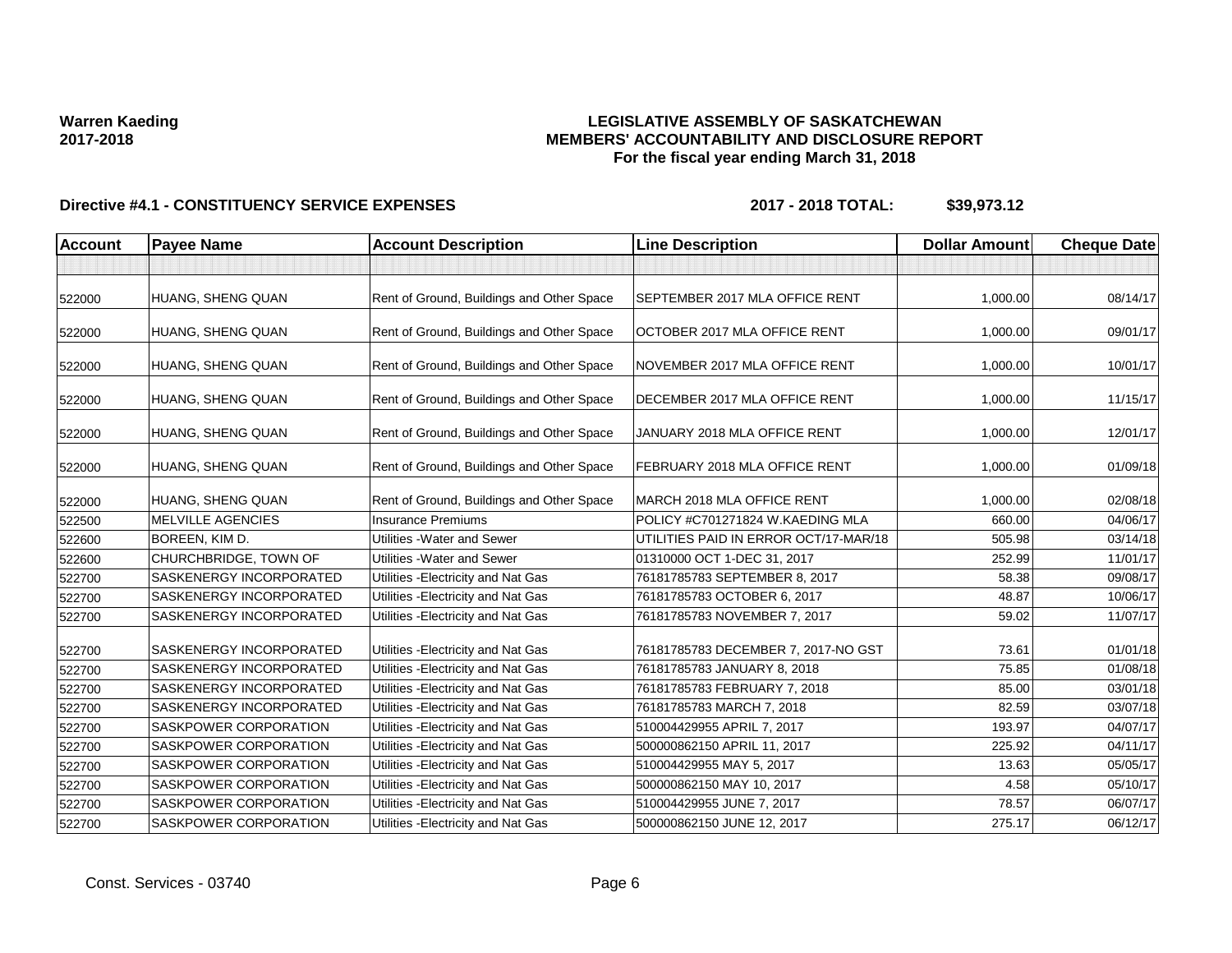**Warren Kaeding**
**2017-2018**

# LEGISLATIVE ASSEMBLY OF SASKATCHEWAN
## MEMBERS' ACCOUNTABILITY AND DISCLOSURE REPORT
### For the fiscal year ending March 31, 2018

**Directive #4.1 - CONSTITUENCY SERVICE EXPENSES** **2017 - 2018 TOTAL: $39,973.12**

| Account | Payee Name | Account Description | Line Description | Dollar Amount | Cheque Date |
|---|---|---|---|---|---|
| | | | | | |
| 522000 | HUANG, SHENG QUAN | Rent of Ground, Buildings and Other Space | SEPTEMBER 2017 MLA OFFICE RENT | 1,000.00 | 08/14/17 |
| 522000 | HUANG, SHENG QUAN | Rent of Ground, Buildings and Other Space | OCTOBER 2017 MLA OFFICE RENT | 1,000.00 | 09/01/17 |
| 522000 | HUANG, SHENG QUAN | Rent of Ground, Buildings and Other Space | NOVEMBER 2017 MLA OFFICE RENT | 1,000.00 | 10/01/17 |
| 522000 | HUANG, SHENG QUAN | Rent of Ground, Buildings and Other Space | DECEMBER 2017 MLA OFFICE RENT | 1,000.00 | 11/15/17 |
| 522000 | HUANG, SHENG QUAN | Rent of Ground, Buildings and Other Space | JANUARY 2018 MLA OFFICE RENT | 1,000.00 | 12/01/17 |
| 522000 | HUANG, SHENG QUAN | Rent of Ground, Buildings and Other Space | FEBRUARY 2018 MLA OFFICE RENT | 1,000.00 | 01/09/18 |
| 522000 | HUANG, SHENG QUAN | Rent of Ground, Buildings and Other Space | MARCH 2018 MLA OFFICE RENT | 1,000.00 | 02/08/18 |
| 522500 | MELVILLE AGENCIES | Insurance Premiums | POLICY #C701271824 W.KAEDING MLA | 660.00 | 04/06/17 |
| 522600 | BOREEN, KIM D. | Utilities -Water and Sewer | UTILITIES PAID IN ERROR OCT/17-MAR/18 | 505.98 | 03/14/18 |
| 522600 | CHURCHBRIDGE, TOWN OF | Utilities -Water and Sewer | 01310000 OCT 1-DEC 31, 2017 | 252.99 | 11/01/17 |
| 522700 | SASKENERGY INCORPORATED | Utilities -Electricity and Nat Gas | 76181785783 SEPTEMBER 8, 2017 | 58.38 | 09/08/17 |
| 522700 | SASKENERGY INCORPORATED | Utilities -Electricity and Nat Gas | 76181785783 OCTOBER 6, 2017 | 48.87 | 10/06/17 |
| 522700 | SASKENERGY INCORPORATED | Utilities -Electricity and Nat Gas | 76181785783 NOVEMBER 7, 2017 | 59.02 | 11/07/17 |
| 522700 | SASKENERGY INCORPORATED | Utilities -Electricity and Nat Gas | 76181785783 DECEMBER 7, 2017-NO GST | 73.61 | 01/01/18 |
| 522700 | SASKENERGY INCORPORATED | Utilities -Electricity and Nat Gas | 76181785783 JANUARY 8, 2018 | 75.85 | 01/08/18 |
| 522700 | SASKENERGY INCORPORATED | Utilities -Electricity and Nat Gas | 76181785783 FEBRUARY 7, 2018 | 85.00 | 03/01/18 |
| 522700 | SASKENERGY INCORPORATED | Utilities -Electricity and Nat Gas | 76181785783 MARCH 7, 2018 | 82.59 | 03/07/18 |
| 522700 | SASKPOWER CORPORATION | Utilities -Electricity and Nat Gas | 510004429955 APRIL 7, 2017 | 193.97 | 04/07/17 |
| 522700 | SASKPOWER CORPORATION | Utilities -Electricity and Nat Gas | 500000862150 APRIL 11, 2017 | 225.92 | 04/11/17 |
| 522700 | SASKPOWER CORPORATION | Utilities -Electricity and Nat Gas | 510004429955 MAY 5, 2017 | 13.63 | 05/05/17 |
| 522700 | SASKPOWER CORPORATION | Utilities -Electricity and Nat Gas | 500000862150 MAY 10, 2017 | 4.58 | 05/10/17 |
| 522700 | SASKPOWER CORPORATION | Utilities -Electricity and Nat Gas | 510004429955 JUNE 7, 2017 | 78.57 | 06/07/17 |
| 522700 | SASKPOWER CORPORATION | Utilities -Electricity and Nat Gas | 500000862150 JUNE 12, 2017 | 275.17 | 06/12/17 |

Const. Services - 03740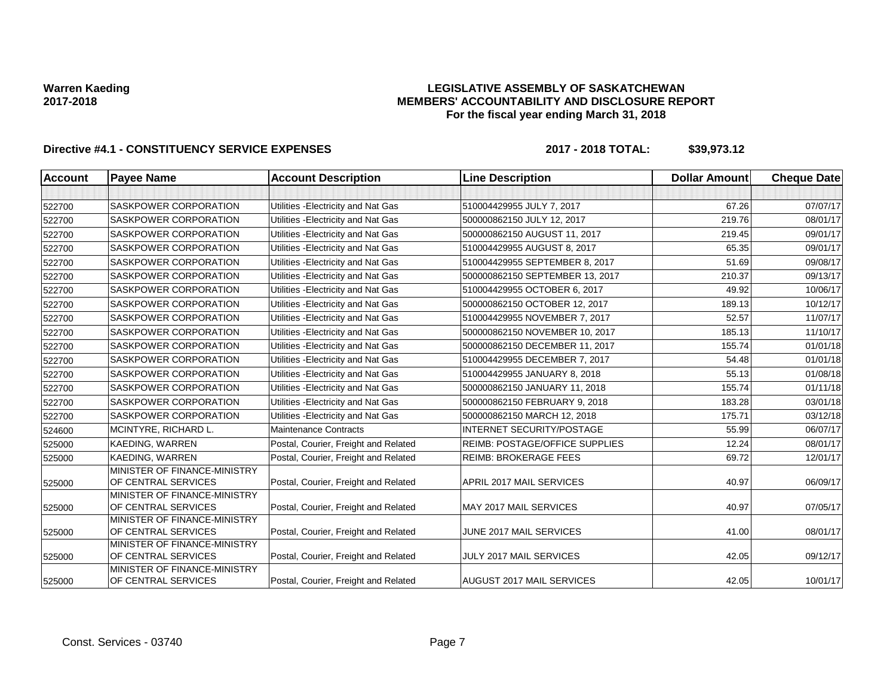**Warren Kaeding**
**2017-2018**

# LEGISLATIVE ASSEMBLY OF SASKATCHEWAN
## MEMBERS' ACCOUNTABILITY AND DISCLOSURE REPORT
### For the fiscal year ending March 31, 2018

**Directive #4.1 - CONSTITUENCY SERVICE EXPENSES** **2017 - 2018 TOTAL: $39,973.12**

| Account | Payee Name | Account Description | Line Description | Dollar Amount | Cheque Date |
|---|---|---|---|---|---|
| | | | | | |
| 522700 | SASKPOWER CORPORATION | Utilities -Electricity and Nat Gas | 510004429955 JULY 7, 2017 | 67.26 | 07/07/17 |
| 522700 | SASKPOWER CORPORATION | Utilities -Electricity and Nat Gas | 500000862150 JULY 12, 2017 | 219.76 | 08/01/17 |
| 522700 | SASKPOWER CORPORATION | Utilities -Electricity and Nat Gas | 500000862150 AUGUST 11, 2017 | 219.45 | 09/01/17 |
| 522700 | SASKPOWER CORPORATION | Utilities -Electricity and Nat Gas | 510004429955 AUGUST 8, 2017 | 65.35 | 09/01/17 |
| 522700 | SASKPOWER CORPORATION | Utilities -Electricity and Nat Gas | 510004429955 SEPTEMBER 8, 2017 | 51.69 | 09/08/17 |
| 522700 | SASKPOWER CORPORATION | Utilities -Electricity and Nat Gas | 500000862150 SEPTEMBER 13, 2017 | 210.37 | 09/13/17 |
| 522700 | SASKPOWER CORPORATION | Utilities -Electricity and Nat Gas | 510004429955 OCTOBER 6, 2017 | 49.92 | 10/06/17 |
| 522700 | SASKPOWER CORPORATION | Utilities -Electricity and Nat Gas | 500000862150 OCTOBER 12, 2017 | 189.13 | 10/12/17 |
| 522700 | SASKPOWER CORPORATION | Utilities -Electricity and Nat Gas | 510004429955 NOVEMBER 7, 2017 | 52.57 | 11/07/17 |
| 522700 | SASKPOWER CORPORATION | Utilities -Electricity and Nat Gas | 500000862150 NOVEMBER 10, 2017 | 185.13 | 11/10/17 |
| 522700 | SASKPOWER CORPORATION | Utilities -Electricity and Nat Gas | 500000862150 DECEMBER 11, 2017 | 155.74 | 01/01/18 |
| 522700 | SASKPOWER CORPORATION | Utilities -Electricity and Nat Gas | 510004429955 DECEMBER 7, 2017 | 54.48 | 01/01/18 |
| 522700 | SASKPOWER CORPORATION | Utilities -Electricity and Nat Gas | 510004429955 JANUARY 8, 2018 | 55.13 | 01/08/18 |
| 522700 | SASKPOWER CORPORATION | Utilities -Electricity and Nat Gas | 500000862150 JANUARY 11, 2018 | 155.74 | 01/11/18 |
| 522700 | SASKPOWER CORPORATION | Utilities -Electricity and Nat Gas | 500000862150 FEBRUARY 9, 2018 | 183.28 | 03/01/18 |
| 522700 | SASKPOWER CORPORATION | Utilities -Electricity and Nat Gas | 500000862150 MARCH 12, 2018 | 175.71 | 03/12/18 |
| 524600 | MCINTYRE, RICHARD L. | Maintenance Contracts | INTERNET SECURITY/POSTAGE | 55.99 | 06/07/17 |
| 525000 | KAEDING, WARREN | Postal, Courier, Freight and Related | REIMB: POSTAGE/OFFICE SUPPLIES | 12.24 | 08/01/17 |
| 525000 | KAEDING, WARREN | Postal, Courier, Freight and Related | REIMB: BROKERAGE FEES | 69.72 | 12/01/17 |
| 525000 | MINISTER OF FINANCE-MINISTRY OF CENTRAL SERVICES | Postal, Courier, Freight and Related | APRIL 2017 MAIL SERVICES | 40.97 | 06/09/17 |
| 525000 | MINISTER OF FINANCE-MINISTRY OF CENTRAL SERVICES | Postal, Courier, Freight and Related | MAY 2017 MAIL SERVICES | 40.97 | 07/05/17 |
| 525000 | MINISTER OF FINANCE-MINISTRY OF CENTRAL SERVICES | Postal, Courier, Freight and Related | JUNE 2017 MAIL SERVICES | 41.00 | 08/01/17 |
| 525000 | MINISTER OF FINANCE-MINISTRY OF CENTRAL SERVICES | Postal, Courier, Freight and Related | JULY 2017 MAIL SERVICES | 42.05 | 09/12/17 |
| 525000 | MINISTER OF FINANCE-MINISTRY OF CENTRAL SERVICES | Postal, Courier, Freight and Related | AUGUST 2017 MAIL SERVICES | 42.05 | 10/01/17 |

Const. Services - 03740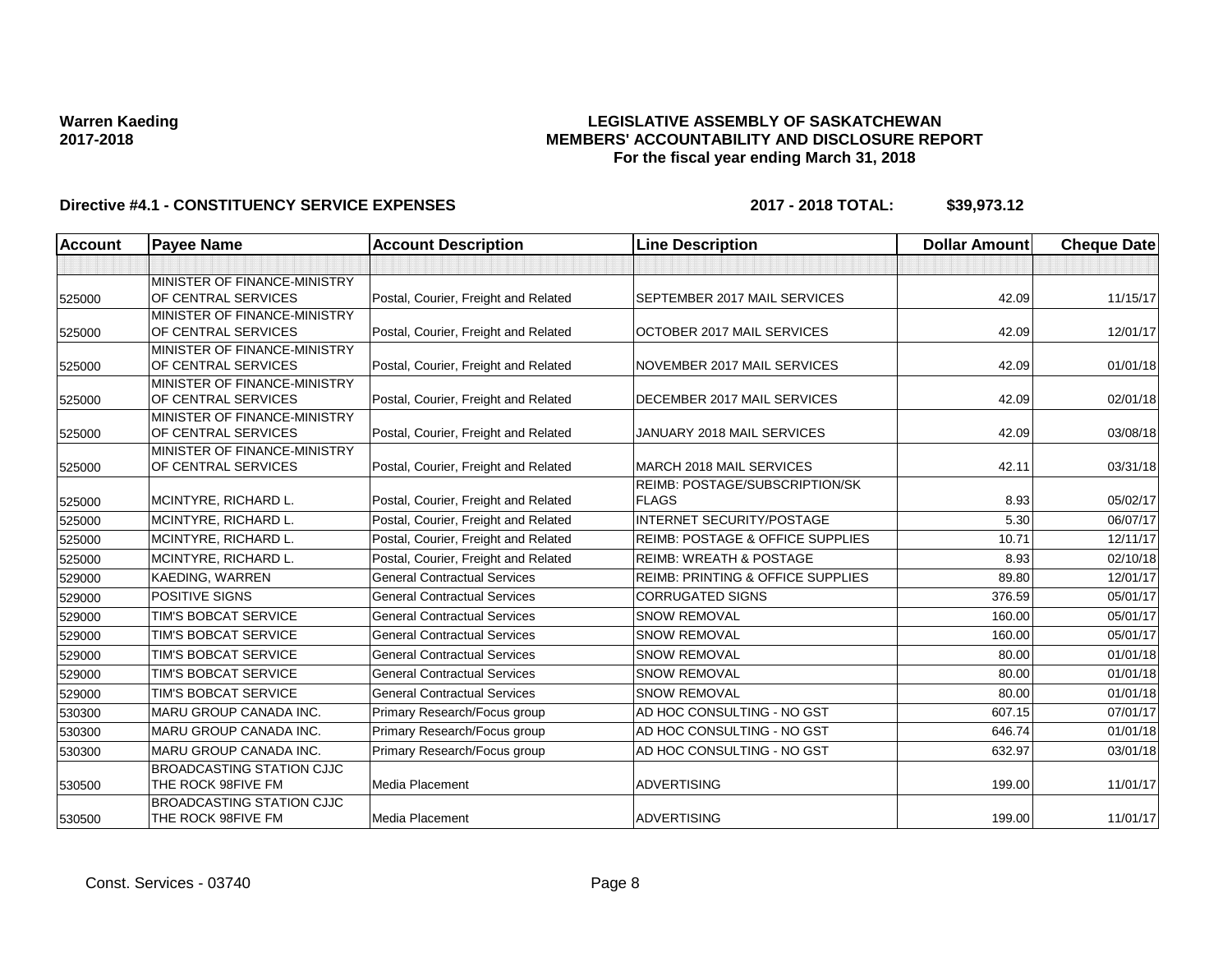**Warren Kaeding**
**2017-2018**

**LEGISLATIVE ASSEMBLY OF SASKATCHEWAN**
**MEMBERS' ACCOUNTABILITY AND DISCLOSURE REPORT**
**For the fiscal year ending March 31, 2018**

**Directive #4.1 - CONSTITUENCY SERVICE EXPENSES** **2017 - 2018 TOTAL: $39,973.12**

| Account | Payee Name | Account Description | Line Description | Dollar Amount | Cheque Date |
|---|---|---|---|---|---|
| | | | | | |
| 525000 | MINISTER OF FINANCE-MINISTRY OF CENTRAL SERVICES | Postal, Courier, Freight and Related | SEPTEMBER 2017 MAIL SERVICES | 42.09 | 11/15/17 |
| 525000 | MINISTER OF FINANCE-MINISTRY OF CENTRAL SERVICES | Postal, Courier, Freight and Related | OCTOBER 2017 MAIL SERVICES | 42.09 | 12/01/17 |
| 525000 | MINISTER OF FINANCE-MINISTRY OF CENTRAL SERVICES | Postal, Courier, Freight and Related | NOVEMBER 2017 MAIL SERVICES | 42.09 | 01/01/18 |
| 525000 | MINISTER OF FINANCE-MINISTRY OF CENTRAL SERVICES | Postal, Courier, Freight and Related | DECEMBER 2017 MAIL SERVICES | 42.09 | 02/01/18 |
| 525000 | MINISTER OF FINANCE-MINISTRY OF CENTRAL SERVICES | Postal, Courier, Freight and Related | JANUARY 2018 MAIL SERVICES | 42.09 | 03/08/18 |
| 525000 | MINISTER OF FINANCE-MINISTRY OF CENTRAL SERVICES | Postal, Courier, Freight and Related | MARCH 2018 MAIL SERVICES | 42.11 | 03/31/18 |
| 525000 | MCINTYRE, RICHARD L. | Postal, Courier, Freight and Related | REIMB: POSTAGE/SUBSCRIPTION/SK FLAGS | 8.93 | 05/02/17 |
| 525000 | MCINTYRE, RICHARD L. | Postal, Courier, Freight and Related | INTERNET SECURITY/POSTAGE | 5.30 | 06/07/17 |
| 525000 | MCINTYRE, RICHARD L. | Postal, Courier, Freight and Related | REIMB: POSTAGE & OFFICE SUPPLIES | 10.71 | 12/11/17 |
| 525000 | MCINTYRE, RICHARD L. | Postal, Courier, Freight and Related | REIMB: WREATH & POSTAGE | 8.93 | 02/10/18 |
| 529000 | KAEDING, WARREN | General Contractual Services | REIMB: PRINTING & OFFICE SUPPLIES | 89.80 | 12/01/17 |
| 529000 | POSITIVE SIGNS | General Contractual Services | CORRUGATED SIGNS | 376.59 | 05/01/17 |
| 529000 | TIM'S BOBCAT SERVICE | General Contractual Services | SNOW REMOVAL | 160.00 | 05/01/17 |
| 529000 | TIM'S BOBCAT SERVICE | General Contractual Services | SNOW REMOVAL | 160.00 | 05/01/17 |
| 529000 | TIM'S BOBCAT SERVICE | General Contractual Services | SNOW REMOVAL | 80.00 | 01/01/18 |
| 529000 | TIM'S BOBCAT SERVICE | General Contractual Services | SNOW REMOVAL | 80.00 | 01/01/18 |
| 529000 | TIM'S BOBCAT SERVICE | General Contractual Services | SNOW REMOVAL | 80.00 | 01/01/18 |
| 530300 | MARU GROUP CANADA INC. | Primary Research/Focus group | AD HOC CONSULTING - NO GST | 607.15 | 07/01/17 |
| 530300 | MARU GROUP CANADA INC. | Primary Research/Focus group | AD HOC CONSULTING - NO GST | 646.74 | 01/01/18 |
| 530300 | MARU GROUP CANADA INC. | Primary Research/Focus group | AD HOC CONSULTING - NO GST | 632.97 | 03/01/18 |
| 530500 | BROADCASTING STATION CJJC THE ROCK 98FIVE FM | Media Placement | ADVERTISING | 199.00 | 11/01/17 |
| 530500 | BROADCASTING STATION CJJC THE ROCK 98FIVE FM | Media Placement | ADVERTISING | 199.00 | 11/01/17 |

Const. Services - 03740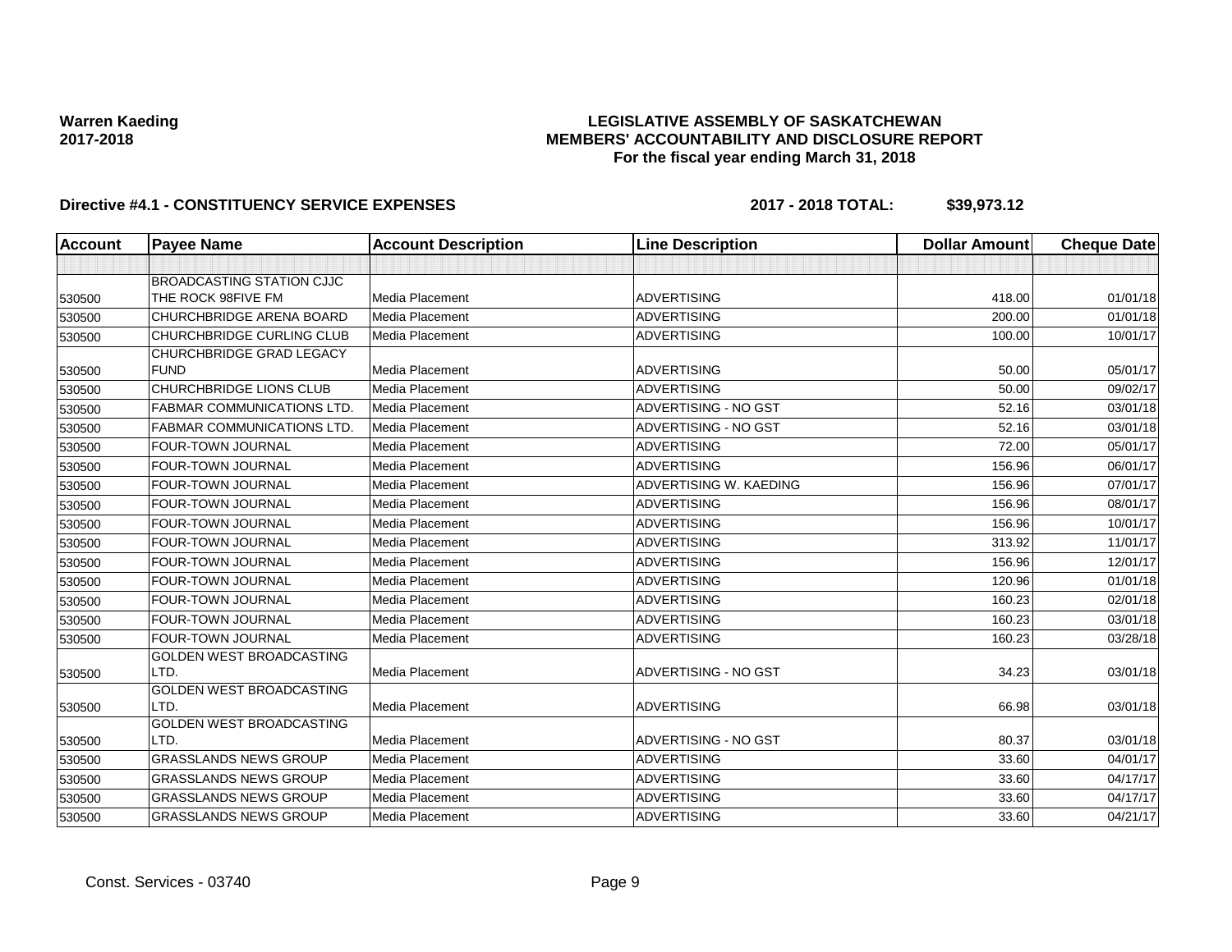**Warren Kaeding**
**2017-2018**

**LEGISLATIVE ASSEMBLY OF SASKATCHEWAN**
**MEMBERS' ACCOUNTABILITY AND DISCLOSURE REPORT**
**For the fiscal year ending March 31, 2018**

**Directive #4.1 - CONSTITUENCY SERVICE EXPENSES** **2017 - 2018 TOTAL: $39,973.12**

| Account | Payee Name | Account Description | Line Description | Dollar Amount | Cheque Date |
|---|---|---|---|---|---|
| | | | | | |
| 530500 | BROADCASTING STATION CJJC THE ROCK 98FIVE FM | Media Placement | ADVERTISING | 418.00 | 01/01/18 |
| 530500 | CHURCHBRIDGE ARENA BOARD | Media Placement | ADVERTISING | 200.00 | 01/01/18 |
| 530500 | CHURCHBRIDGE CURLING CLUB | Media Placement | ADVERTISING | 100.00 | 10/01/17 |
| 530500 | CHURCHBRIDGE GRAD LEGACY FUND | Media Placement | ADVERTISING | 50.00 | 05/01/17 |
| 530500 | CHURCHBRIDGE LIONS CLUB | Media Placement | ADVERTISING | 50.00 | 09/02/17 |
| 530500 | FABMAR COMMUNICATIONS LTD. | Media Placement | ADVERTISING - NO GST | 52.16 | 03/01/18 |
| 530500 | FABMAR COMMUNICATIONS LTD. | Media Placement | ADVERTISING - NO GST | 52.16 | 03/01/18 |
| 530500 | FOUR-TOWN JOURNAL | Media Placement | ADVERTISING | 72.00 | 05/01/17 |
| 530500 | FOUR-TOWN JOURNAL | Media Placement | ADVERTISING | 156.96 | 06/01/17 |
| 530500 | FOUR-TOWN JOURNAL | Media Placement | ADVERTISING W. KAEDING | 156.96 | 07/01/17 |
| 530500 | FOUR-TOWN JOURNAL | Media Placement | ADVERTISING | 156.96 | 08/01/17 |
| 530500 | FOUR-TOWN JOURNAL | Media Placement | ADVERTISING | 156.96 | 10/01/17 |
| 530500 | FOUR-TOWN JOURNAL | Media Placement | ADVERTISING | 313.92 | 11/01/17 |
| 530500 | FOUR-TOWN JOURNAL | Media Placement | ADVERTISING | 156.96 | 12/01/17 |
| 530500 | FOUR-TOWN JOURNAL | Media Placement | ADVERTISING | 120.96 | 01/01/18 |
| 530500 | FOUR-TOWN JOURNAL | Media Placement | ADVERTISING | 160.23 | 02/01/18 |
| 530500 | FOUR-TOWN JOURNAL | Media Placement | ADVERTISING | 160.23 | 03/01/18 |
| 530500 | FOUR-TOWN JOURNAL | Media Placement | ADVERTISING | 160.23 | 03/28/18 |
| 530500 | GOLDEN WEST BROADCASTING LTD. | Media Placement | ADVERTISING - NO GST | 34.23 | 03/01/18 |
| 530500 | GOLDEN WEST BROADCASTING LTD. | Media Placement | ADVERTISING | 66.98 | 03/01/18 |
| 530500 | GOLDEN WEST BROADCASTING LTD. | Media Placement | ADVERTISING - NO GST | 80.37 | 03/01/18 |
| 530500 | GRASSLANDS NEWS GROUP | Media Placement | ADVERTISING | 33.60 | 04/01/17 |
| 530500 | GRASSLANDS NEWS GROUP | Media Placement | ADVERTISING | 33.60 | 04/17/17 |
| 530500 | GRASSLANDS NEWS GROUP | Media Placement | ADVERTISING | 33.60 | 04/17/17 |
| 530500 | GRASSLANDS NEWS GROUP | Media Placement | ADVERTISING | 33.60 | 04/21/17 |

Const. Services - 03740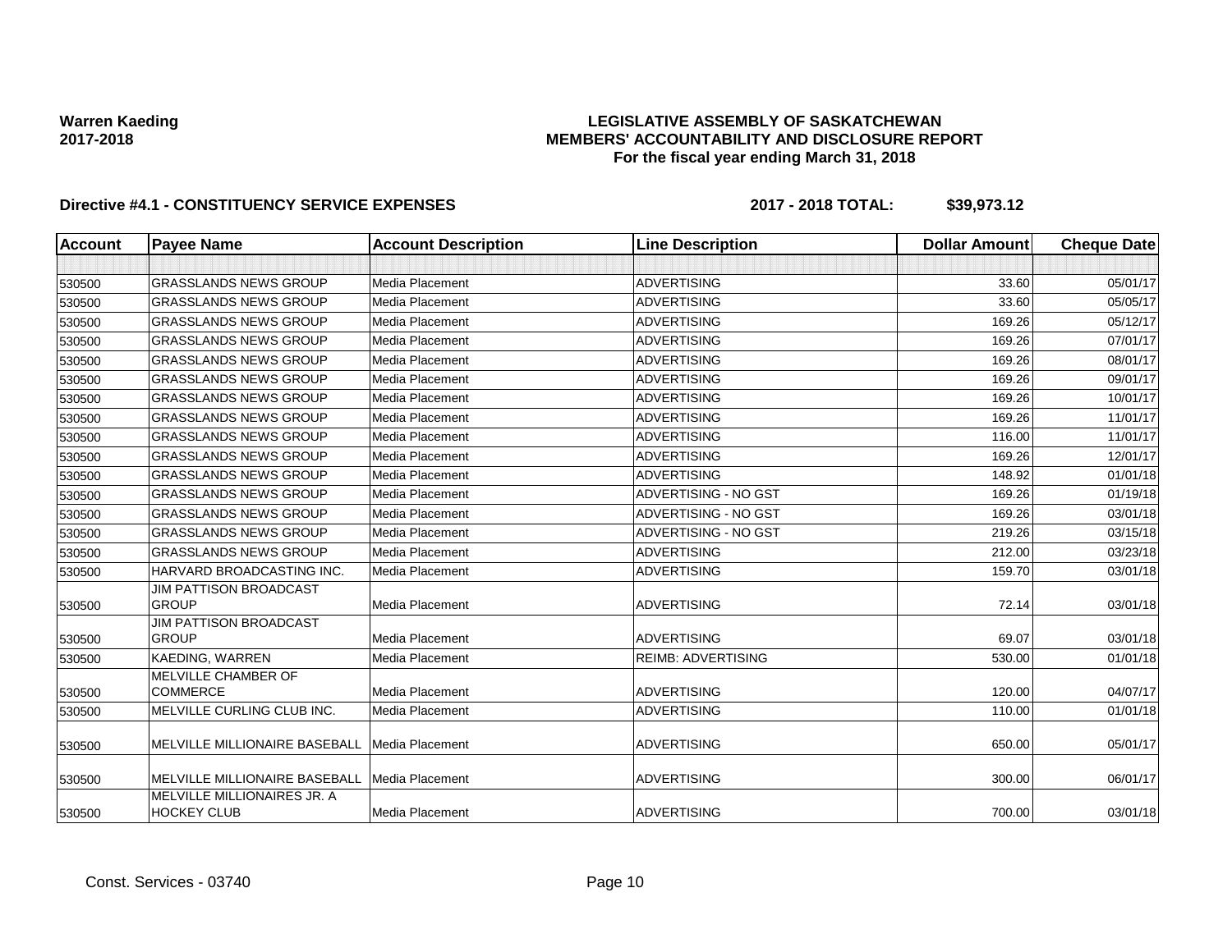**Warren Kaeding**
**2017-2018**

**LEGISLATIVE ASSEMBLY OF SASKATCHEWAN**
**MEMBERS' ACCOUNTABILITY AND DISCLOSURE REPORT**
**For the fiscal year ending March 31, 2018**

**Directive #4.1 - CONSTITUENCY SERVICE EXPENSES** **2017 - 2018 TOTAL: $39,973.12**

| Account | Payee Name | Account Description | Line Description | Dollar Amount | Cheque Date |
|---|---|---|---|---|---|
| | | | | | |
| 530500 | GRASSLANDS NEWS GROUP | Media Placement | ADVERTISING | 33.60 | 05/01/17 |
| 530500 | GRASSLANDS NEWS GROUP | Media Placement | ADVERTISING | 33.60 | 05/05/17 |
| 530500 | GRASSLANDS NEWS GROUP | Media Placement | ADVERTISING | 169.26 | 05/12/17 |
| 530500 | GRASSLANDS NEWS GROUP | Media Placement | ADVERTISING | 169.26 | 07/01/17 |
| 530500 | GRASSLANDS NEWS GROUP | Media Placement | ADVERTISING | 169.26 | 08/01/17 |
| 530500 | GRASSLANDS NEWS GROUP | Media Placement | ADVERTISING | 169.26 | 09/01/17 |
| 530500 | GRASSLANDS NEWS GROUP | Media Placement | ADVERTISING | 169.26 | 10/01/17 |
| 530500 | GRASSLANDS NEWS GROUP | Media Placement | ADVERTISING | 169.26 | 11/01/17 |
| 530500 | GRASSLANDS NEWS GROUP | Media Placement | ADVERTISING | 116.00 | 11/01/17 |
| 530500 | GRASSLANDS NEWS GROUP | Media Placement | ADVERTISING | 169.26 | 12/01/17 |
| 530500 | GRASSLANDS NEWS GROUP | Media Placement | ADVERTISING | 148.92 | 01/01/18 |
| 530500 | GRASSLANDS NEWS GROUP | Media Placement | ADVERTISING - NO GST | 169.26 | 01/19/18 |
| 530500 | GRASSLANDS NEWS GROUP | Media Placement | ADVERTISING - NO GST | 169.26 | 03/01/18 |
| 530500 | GRASSLANDS NEWS GROUP | Media Placement | ADVERTISING - NO GST | 219.26 | 03/15/18 |
| 530500 | GRASSLANDS NEWS GROUP | Media Placement | ADVERTISING | 212.00 | 03/23/18 |
| 530500 | HARVARD BROADCASTING INC. | Media Placement | ADVERTISING | 159.70 | 03/01/18 |
| 530500 | JIM PATTISON BROADCAST GROUP | Media Placement | ADVERTISING | 72.14 | 03/01/18 |
| 530500 | JIM PATTISON BROADCAST GROUP | Media Placement | ADVERTISING | 69.07 | 03/01/18 |
| 530500 | KAEDING, WARREN | Media Placement | REIMB: ADVERTISING | 530.00 | 01/01/18 |
| 530500 | MELVILLE CHAMBER OF COMMERCE | Media Placement | ADVERTISING | 120.00 | 04/07/17 |
| 530500 | MELVILLE CURLING CLUB INC. | Media Placement | ADVERTISING | 110.00 | 01/01/18 |
| 530500 | MELVILLE MILLIONAIRE BASEBALL | Media Placement | ADVERTISING | 650.00 | 05/01/17 |
| 530500 | MELVILLE MILLIONAIRE BASEBALL | Media Placement | ADVERTISING | 300.00 | 06/01/17 |
| 530500 | MELVILLE MILLIONAIRES JR. A HOCKEY CLUB | Media Placement | ADVERTISING | 700.00 | 03/01/18 |

Const. Services - 03740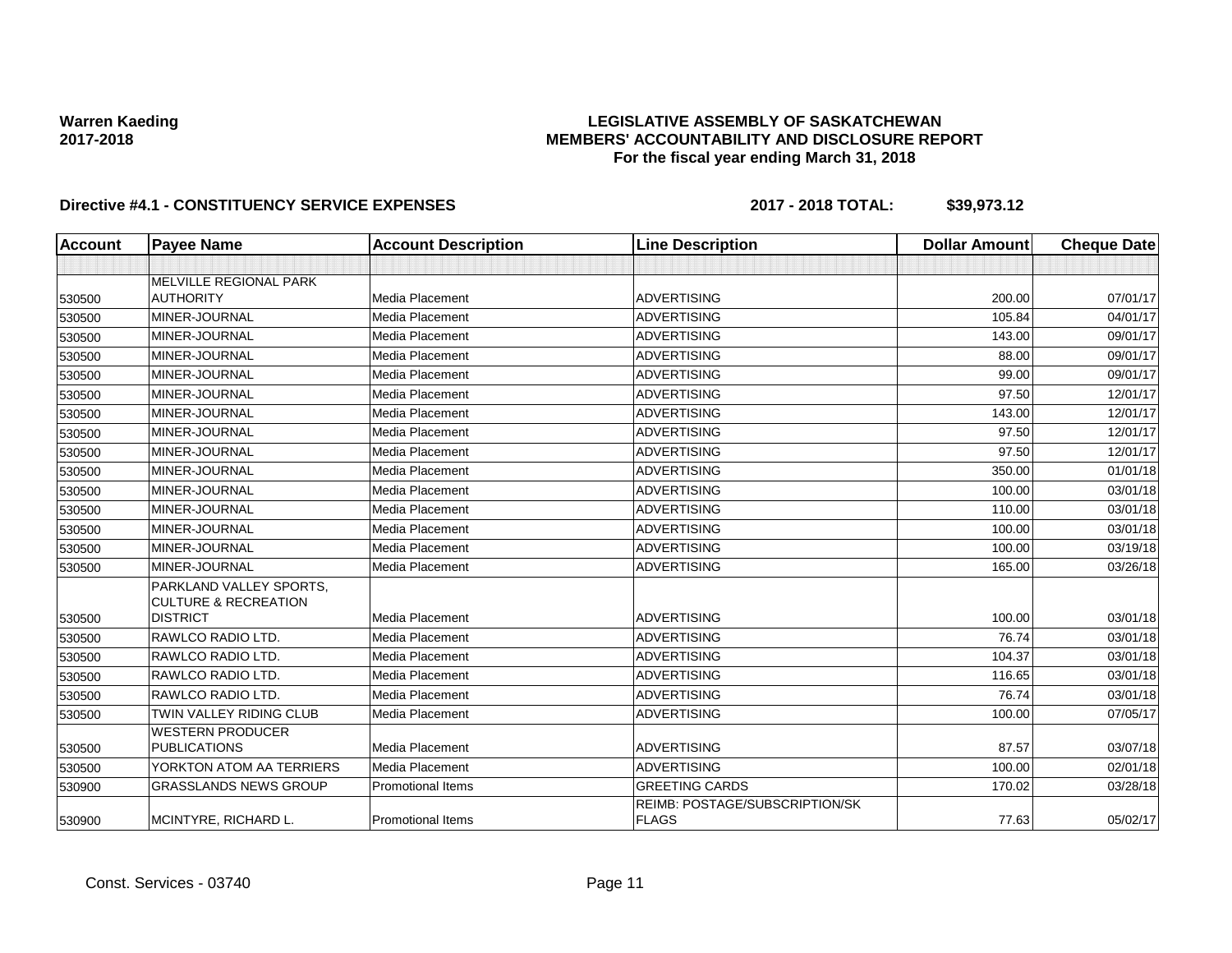**Warren Kaeding**
**2017-2018**

# LEGISLATIVE ASSEMBLY OF SASKATCHEWAN
## MEMBERS' ACCOUNTABILITY AND DISCLOSURE REPORT
### For the fiscal year ending March 31, 2018

**Directive #4.1 - CONSTITUENCY SERVICE EXPENSES** **2017 - 2018 TOTAL: $39,973.12**

| Account | Payee Name | Account Description | Line Description | Dollar Amount | Cheque Date |
|---|---|---|---|---|---|
| | | | | | |
| 530500 | MELVILLE REGIONAL PARK AUTHORITY | Media Placement | ADVERTISING | 200.00 | 07/01/17 |
| 530500 | MINER-JOURNAL | Media Placement | ADVERTISING | 105.84 | 04/01/17 |
| 530500 | MINER-JOURNAL | Media Placement | ADVERTISING | 143.00 | 09/01/17 |
| 530500 | MINER-JOURNAL | Media Placement | ADVERTISING | 88.00 | 09/01/17 |
| 530500 | MINER-JOURNAL | Media Placement | ADVERTISING | 99.00 | 09/01/17 |
| 530500 | MINER-JOURNAL | Media Placement | ADVERTISING | 97.50 | 12/01/17 |
| 530500 | MINER-JOURNAL | Media Placement | ADVERTISING | 143.00 | 12/01/17 |
| 530500 | MINER-JOURNAL | Media Placement | ADVERTISING | 97.50 | 12/01/17 |
| 530500 | MINER-JOURNAL | Media Placement | ADVERTISING | 97.50 | 12/01/17 |
| 530500 | MINER-JOURNAL | Media Placement | ADVERTISING | 350.00 | 01/01/18 |
| 530500 | MINER-JOURNAL | Media Placement | ADVERTISING | 100.00 | 03/01/18 |
| 530500 | MINER-JOURNAL | Media Placement | ADVERTISING | 110.00 | 03/01/18 |
| 530500 | MINER-JOURNAL | Media Placement | ADVERTISING | 100.00 | 03/01/18 |
| 530500 | MINER-JOURNAL | Media Placement | ADVERTISING | 100.00 | 03/19/18 |
| 530500 | MINER-JOURNAL | Media Placement | ADVERTISING | 165.00 | 03/26/18 |
| 530500 | PARKLAND VALLEY SPORTS, CULTURE & RECREATION DISTRICT | Media Placement | ADVERTISING | 100.00 | 03/01/18 |
| 530500 | RAWLCO RADIO LTD. | Media Placement | ADVERTISING | 76.74 | 03/01/18 |
| 530500 | RAWLCO RADIO LTD. | Media Placement | ADVERTISING | 104.37 | 03/01/18 |
| 530500 | RAWLCO RADIO LTD. | Media Placement | ADVERTISING | 116.65 | 03/01/18 |
| 530500 | RAWLCO RADIO LTD. | Media Placement | ADVERTISING | 76.74 | 03/01/18 |
| 530500 | TWIN VALLEY RIDING CLUB | Media Placement | ADVERTISING | 100.00 | 07/05/17 |
| 530500 | WESTERN PRODUCER PUBLICATIONS | Media Placement | ADVERTISING | 87.57 | 03/07/18 |
| 530500 | YORKTON ATOM AA TERRIERS | Media Placement | ADVERTISING | 100.00 | 02/01/18 |
| 530900 | GRASSLANDS NEWS GROUP | Promotional Items | GREETING CARDS | 170.02 | 03/28/18 |
| 530900 | MCINTYRE, RICHARD L. | Promotional Items | REIMB: POSTAGE/SUBSCRIPTION/SK FLAGS | 77.63 | 05/02/17 |

Const. Services - 03740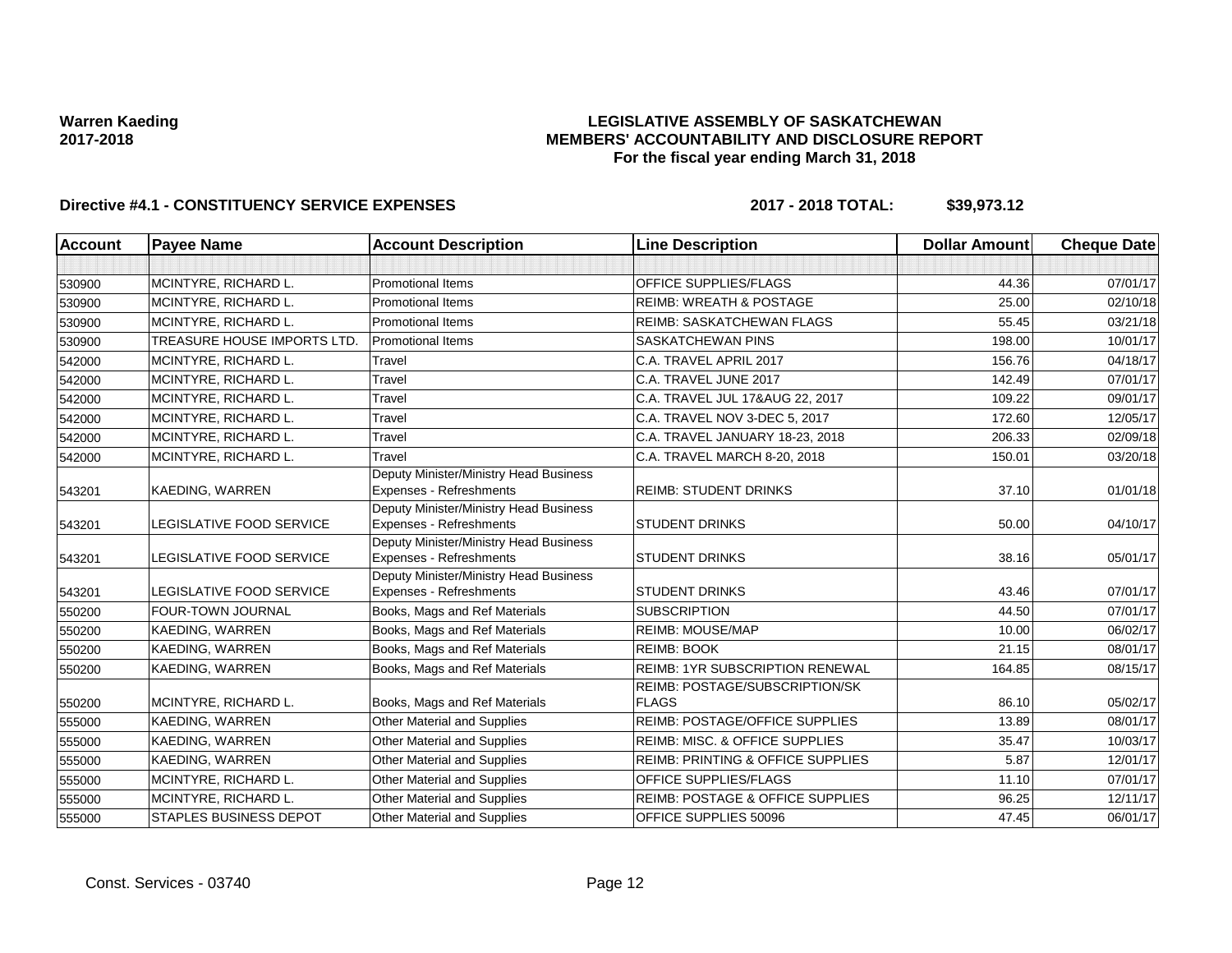**Warren Kaeding**
**2017-2018**

**LEGISLATIVE ASSEMBLY OF SASKATCHEWAN**
**MEMBERS' ACCOUNTABILITY AND DISCLOSURE REPORT**
**For the fiscal year ending March 31, 2018**

**Directive #4.1 - CONSTITUENCY SERVICE EXPENSES** **2017 - 2018 TOTAL: $39,973.12**

| Account | Payee Name | Account Description | Line Description | Dollar Amount | Cheque Date |
|---|---|---|---|---|---|
| | | | | | |
| 530900 | MCINTYRE, RICHARD L. | Promotional Items | OFFICE SUPPLIES/FLAGS | 44.36 | 07/01/17 |
| 530900 | MCINTYRE, RICHARD L. | Promotional Items | REIMB: WREATH & POSTAGE | 25.00 | 02/10/18 |
| 530900 | MCINTYRE, RICHARD L. | Promotional Items | REIMB: SASKATCHEWAN FLAGS | 55.45 | 03/21/18 |
| 530900 | TREASURE HOUSE IMPORTS LTD. | Promotional Items | SASKATCHEWAN PINS | 198.00 | 10/01/17 |
| 542000 | MCINTYRE, RICHARD L. | Travel | C.A. TRAVEL APRIL 2017 | 156.76 | 04/18/17 |
| 542000 | MCINTYRE, RICHARD L. | Travel | C.A. TRAVEL JUNE 2017 | 142.49 | 07/01/17 |
| 542000 | MCINTYRE, RICHARD L. | Travel | C.A. TRAVEL JUL 17&AUG 22, 2017 | 109.22 | 09/01/17 |
| 542000 | MCINTYRE, RICHARD L. | Travel | C.A. TRAVEL NOV 3-DEC 5, 2017 | 172.60 | 12/05/17 |
| 542000 | MCINTYRE, RICHARD L. | Travel | C.A. TRAVEL JANUARY 18-23, 2018 | 206.33 | 02/09/18 |
| 542000 | MCINTYRE, RICHARD L. | Travel | C.A. TRAVEL MARCH 8-20, 2018 | 150.01 | 03/20/18 |
| 543201 | KAEDING, WARREN | Deputy Minister/Ministry Head Business Expenses - Refreshments | REIMB: STUDENT DRINKS | 37.10 | 01/01/18 |
| 543201 | LEGISLATIVE FOOD SERVICE | Deputy Minister/Ministry Head Business Expenses - Refreshments | STUDENT DRINKS | 50.00 | 04/10/17 |
| 543201 | LEGISLATIVE FOOD SERVICE | Deputy Minister/Ministry Head Business Expenses - Refreshments | STUDENT DRINKS | 38.16 | 05/01/17 |
| 543201 | LEGISLATIVE FOOD SERVICE | Deputy Minister/Ministry Head Business Expenses - Refreshments | STUDENT DRINKS | 43.46 | 07/01/17 |
| 550200 | FOUR-TOWN JOURNAL | Books, Mags and Ref Materials | SUBSCRIPTION | 44.50 | 07/01/17 |
| 550200 | KAEDING, WARREN | Books, Mags and Ref Materials | REIMB: MOUSE/MAP | 10.00 | 06/02/17 |
| 550200 | KAEDING, WARREN | Books, Mags and Ref Materials | REIMB: BOOK | 21.15 | 08/01/17 |
| 550200 | KAEDING, WARREN | Books, Mags and Ref Materials | REIMB: 1YR SUBSCRIPTION RENEWAL | 164.85 | 08/15/17 |
| 550200 | MCINTYRE, RICHARD L. | Books, Mags and Ref Materials | REIMB: POSTAGE/SUBSCRIPTION/SK FLAGS | 86.10 | 05/02/17 |
| 555000 | KAEDING, WARREN | Other Material and Supplies | REIMB: POSTAGE/OFFICE SUPPLIES | 13.89 | 08/01/17 |
| 555000 | KAEDING, WARREN | Other Material and Supplies | REIMB: MISC. & OFFICE SUPPLIES | 35.47 | 10/03/17 |
| 555000 | KAEDING, WARREN | Other Material and Supplies | REIMB: PRINTING & OFFICE SUPPLIES | 5.87 | 12/01/17 |
| 555000 | MCINTYRE, RICHARD L. | Other Material and Supplies | OFFICE SUPPLIES/FLAGS | 11.10 | 07/01/17 |
| 555000 | MCINTYRE, RICHARD L. | Other Material and Supplies | REIMB: POSTAGE & OFFICE SUPPLIES | 96.25 | 12/11/17 |
| 555000 | STAPLES BUSINESS DEPOT | Other Material and Supplies | OFFICE SUPPLIES 50096 | 47.45 | 06/01/17 |

Const. Services - 03740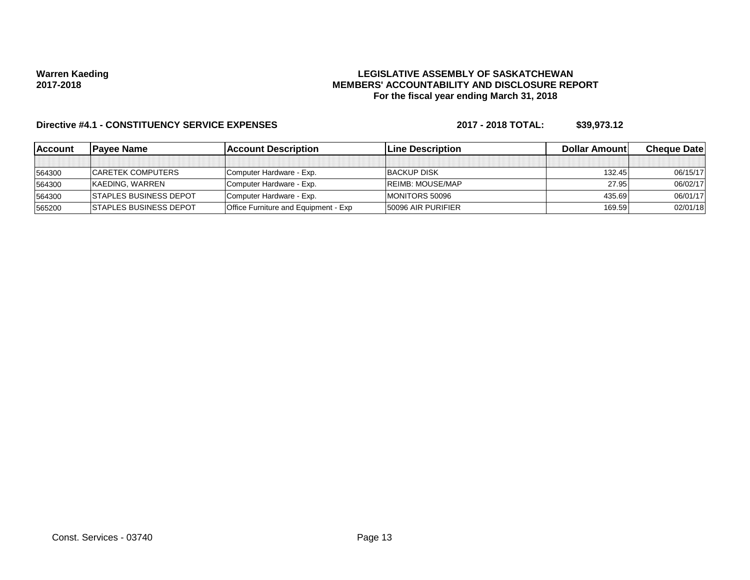**Warren Kaeding**
**2017-2018**

**LEGISLATIVE ASSEMBLY OF SASKATCHEWAN**
**MEMBERS' ACCOUNTABILITY AND DISCLOSURE REPORT**
**For the fiscal year ending March 31, 2018**

**Directive #4.1 - CONSTITUENCY SERVICE EXPENSES** **2017 - 2018 TOTAL: $39,973.12**

| Account | Payee Name | Account Description | Line Description | Dollar Amount | Cheque Date |
|---|---|---|---|---|---|
| | | | | | |
| 564300 | CARETEK COMPUTERS | Computer Hardware - Exp. | BACKUP DISK | 132.45 | 06/15/17 |
| 564300 | KAEDING, WARREN | Computer Hardware - Exp. | REIMB: MOUSE/MAP | 27.95 | 06/02/17 |
| 564300 | STAPLES BUSINESS DEPOT | Computer Hardware - Exp. | MONITORS 50096 | 435.69 | 06/01/17 |
| 565200 | STAPLES BUSINESS DEPOT | Office Furniture and Equipment - Exp | 50096 AIR PURIFIER | 169.59 | 02/01/18 |

Const. Services - 03740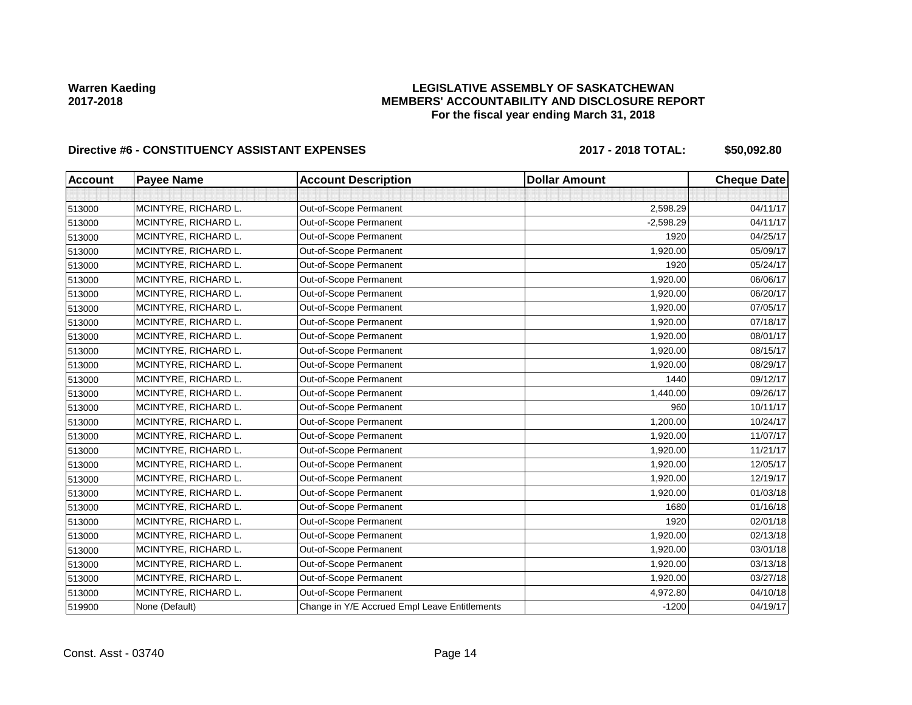**Warren Kaeding**
**2017-2018**

# LEGISLATIVE ASSEMBLY OF SASKATCHEWAN
## MEMBERS' ACCOUNTABILITY AND DISCLOSURE REPORT
### For the fiscal year ending March 31, 2018

**Directive #6 - CONSTITUENCY ASSISTANT EXPENSES** **2017 - 2018 TOTAL: $50,092.80**

| Account | Payee Name | Account Description | Dollar Amount | Cheque Date |
|---|---|---|---|---|
| | | | | |
| 513000 | MCINTYRE, RICHARD L. | Out-of-Scope Permanent | 2,598.29 | 04/11/17 |
| 513000 | MCINTYRE, RICHARD L. | Out-of-Scope Permanent | -2,598.29 | 04/11/17 |
| 513000 | MCINTYRE, RICHARD L. | Out-of-Scope Permanent | 1920 | 04/25/17 |
| 513000 | MCINTYRE, RICHARD L. | Out-of-Scope Permanent | 1,920.00 | 05/09/17 |
| 513000 | MCINTYRE, RICHARD L. | Out-of-Scope Permanent | 1920 | 05/24/17 |
| 513000 | MCINTYRE, RICHARD L. | Out-of-Scope Permanent | 1,920.00 | 06/06/17 |
| 513000 | MCINTYRE, RICHARD L. | Out-of-Scope Permanent | 1,920.00 | 06/20/17 |
| 513000 | MCINTYRE, RICHARD L. | Out-of-Scope Permanent | 1,920.00 | 07/05/17 |
| 513000 | MCINTYRE, RICHARD L. | Out-of-Scope Permanent | 1,920.00 | 07/18/17 |
| 513000 | MCINTYRE, RICHARD L. | Out-of-Scope Permanent | 1,920.00 | 08/01/17 |
| 513000 | MCINTYRE, RICHARD L. | Out-of-Scope Permanent | 1,920.00 | 08/15/17 |
| 513000 | MCINTYRE, RICHARD L. | Out-of-Scope Permanent | 1,920.00 | 08/29/17 |
| 513000 | MCINTYRE, RICHARD L. | Out-of-Scope Permanent | 1440 | 09/12/17 |
| 513000 | MCINTYRE, RICHARD L. | Out-of-Scope Permanent | 1,440.00 | 09/26/17 |
| 513000 | MCINTYRE, RICHARD L. | Out-of-Scope Permanent | 960 | 10/11/17 |
| 513000 | MCINTYRE, RICHARD L. | Out-of-Scope Permanent | 1,200.00 | 10/24/17 |
| 513000 | MCINTYRE, RICHARD L. | Out-of-Scope Permanent | 1,920.00 | 11/07/17 |
| 513000 | MCINTYRE, RICHARD L. | Out-of-Scope Permanent | 1,920.00 | 11/21/17 |
| 513000 | MCINTYRE, RICHARD L. | Out-of-Scope Permanent | 1,920.00 | 12/05/17 |
| 513000 | MCINTYRE, RICHARD L. | Out-of-Scope Permanent | 1,920.00 | 12/19/17 |
| 513000 | MCINTYRE, RICHARD L. | Out-of-Scope Permanent | 1,920.00 | 01/03/18 |
| 513000 | MCINTYRE, RICHARD L. | Out-of-Scope Permanent | 1680 | 01/16/18 |
| 513000 | MCINTYRE, RICHARD L. | Out-of-Scope Permanent | 1920 | 02/01/18 |
| 513000 | MCINTYRE, RICHARD L. | Out-of-Scope Permanent | 1,920.00 | 02/13/18 |
| 513000 | MCINTYRE, RICHARD L. | Out-of-Scope Permanent | 1,920.00 | 03/01/18 |
| 513000 | MCINTYRE, RICHARD L. | Out-of-Scope Permanent | 1,920.00 | 03/13/18 |
| 513000 | MCINTYRE, RICHARD L. | Out-of-Scope Permanent | 1,920.00 | 03/27/18 |
| 513000 | MCINTYRE, RICHARD L. | Out-of-Scope Permanent | 4,972.80 | 04/10/18 |
| 519900 | None (Default) | Change in Y/E Accrued Empl Leave Entitlements | -1200 | 04/19/17 |

Const. Asst - 03740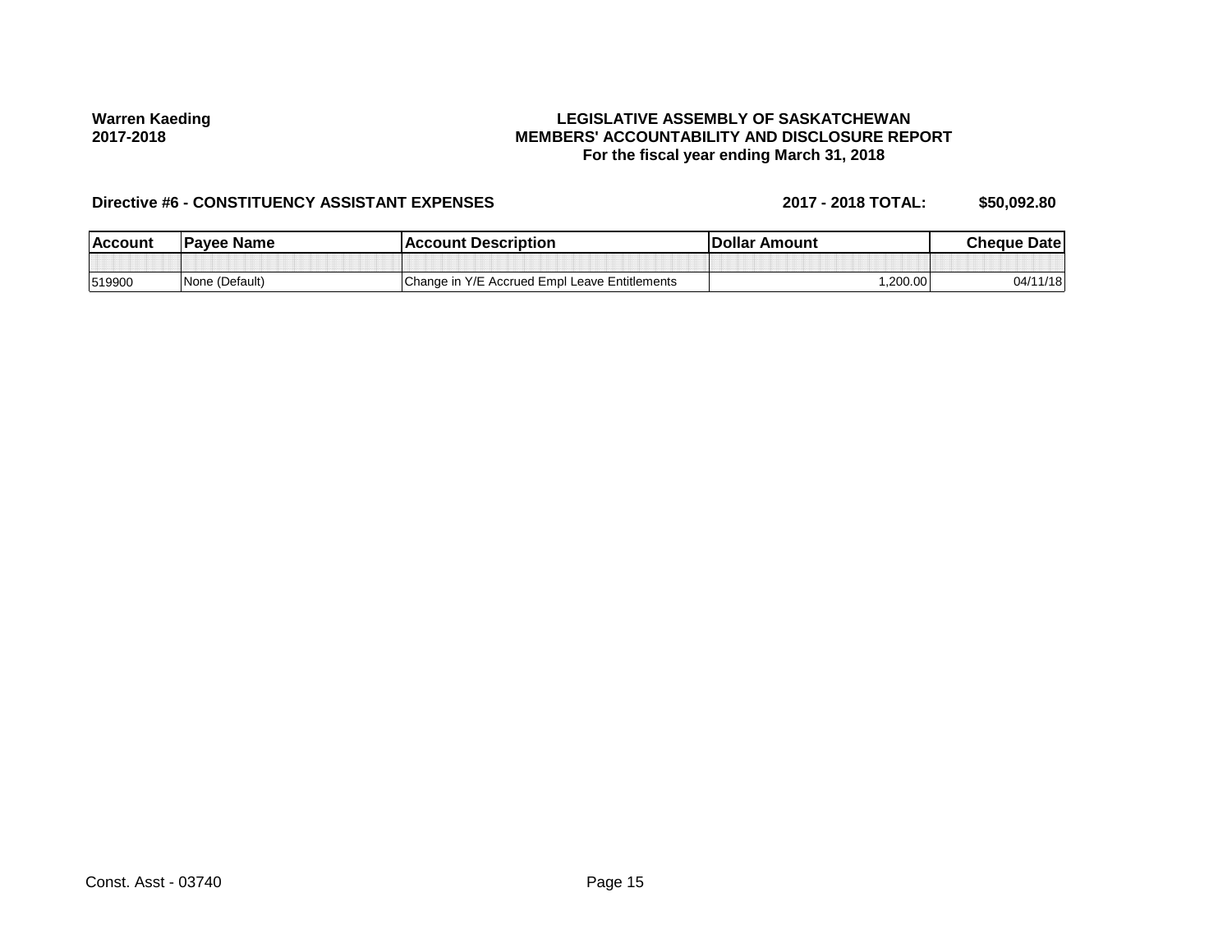**Warren Kaeding**
**2017-2018**

**LEGISLATIVE ASSEMBLY OF SASKATCHEWAN**
**MEMBERS' ACCOUNTABILITY AND DISCLOSURE REPORT**
**For the fiscal year ending March 31, 2018**

**Directive #6 - CONSTITUENCY ASSISTANT EXPENSES** **2017 - 2018 TOTAL: $50,092.80**

| Account | Payee Name | Account Description | Dollar Amount | Cheque Date |
|---|---|---|---|---|
| | | | | |
| 519900 | None (Default) | Change in Y/E Accrued Empl Leave Entitlements | 1,200.00 | 04/11/18 |

Const. Asst - 03740